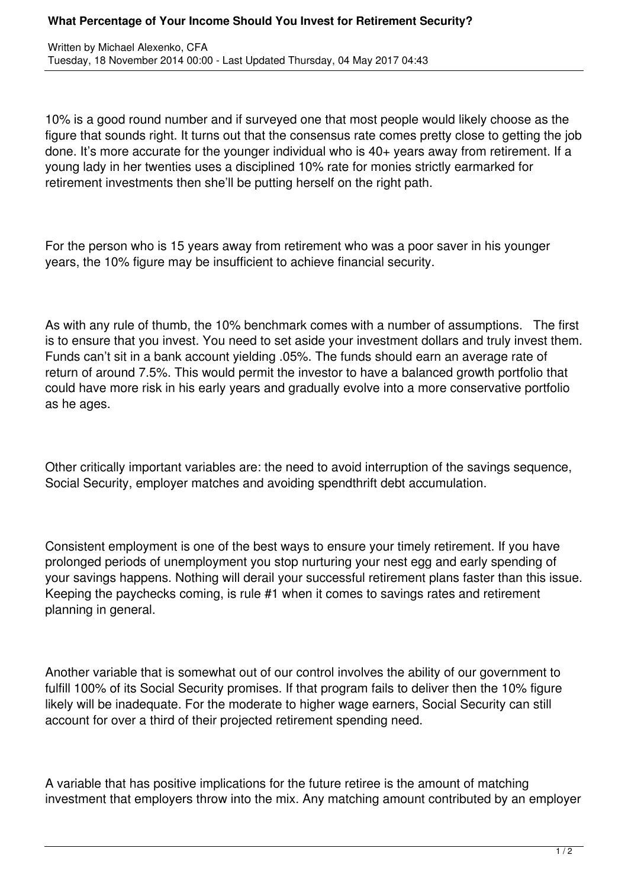# What Percentage of Your Income Should You Invest for Retirement Security?

Written by Michael Alexenko, CFA
Tuesday, 18 November 2014 00:00 - Last Updated Thursday, 04 May 2017 04:43

10% is a good round number and if surveyed one that most people would likely choose as the figure that sounds right. It turns out that the consensus rate comes pretty close to getting the job done. It's more accurate for the younger individual who is 40+ years away from retirement. If a young lady in her twenties uses a disciplined 10% rate for monies strictly earmarked for retirement investments then she'll be putting herself on the right path.

For the person who is 15 years away from retirement who was a poor saver in his younger years, the 10% figure may be insufficient to achieve financial security.

As with any rule of thumb, the 10% benchmark comes with a number of assumptions. The first is to ensure that you invest. You need to set aside your investment dollars and truly invest them. Funds can't sit in a bank account yielding .05%. The funds should earn an average rate of return of around 7.5%. This would permit the investor to have a balanced growth portfolio that could have more risk in his early years and gradually evolve into a more conservative portfolio as he ages.

Other critically important variables are: the need to avoid interruption of the savings sequence, Social Security, employer matches and avoiding spendthrift debt accumulation.

Consistent employment is one of the best ways to ensure your timely retirement. If you have prolonged periods of unemployment you stop nurturing your nest egg and early spending of your savings happens. Nothing will derail your successful retirement plans faster than this issue. Keeping the paychecks coming, is rule #1 when it comes to savings rates and retirement planning in general.

Another variable that is somewhat out of our control involves the ability of our government to fulfill 100% of its Social Security promises. If that program fails to deliver then the 10% figure likely will be inadequate. For the moderate to higher wage earners, Social Security can still account for over a third of their projected retirement spending need.

A variable that has positive implications for the future retiree is the amount of matching investment that employers throw into the mix. Any matching amount contributed by an employer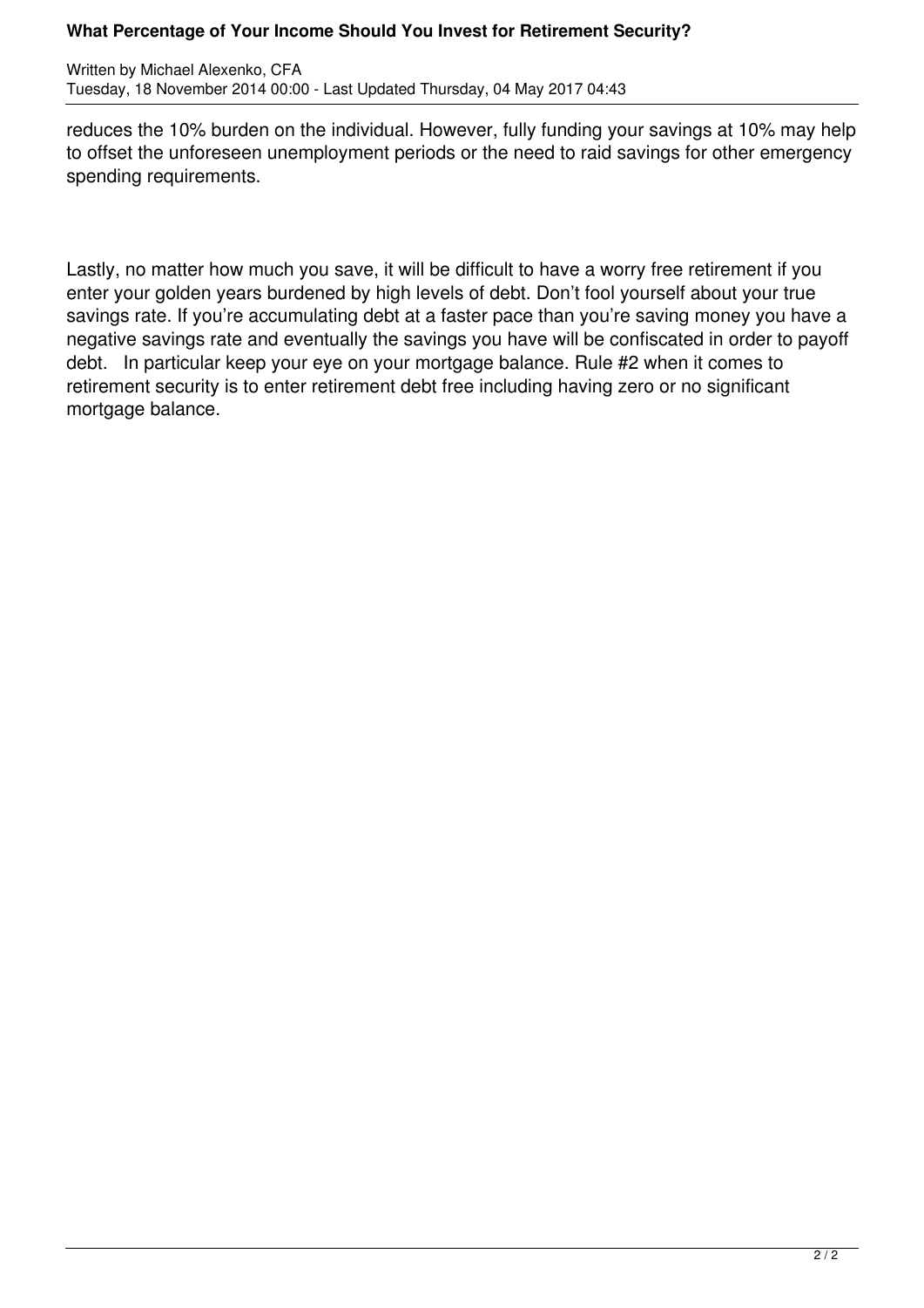reduces the 10% burden on the individual. However, fully funding your savings at 10% may help to offset the unforeseen unemployment periods or the need to raid savings for other emergency spending requirements.

Lastly, no matter how much you save, it will be difficult to have a worry free retirement if you enter your golden years burdened by high levels of debt. Don't fool yourself about your true savings rate. If you're accumulating debt at a faster pace than you're saving money you have a negative savings rate and eventually the savings you have will be confiscated in order to payoff debt. In particular keep your eye on your mortgage balance. Rule #2 when it comes to retirement security is to enter retirement debt free including having zero or no significant mortgage balance.